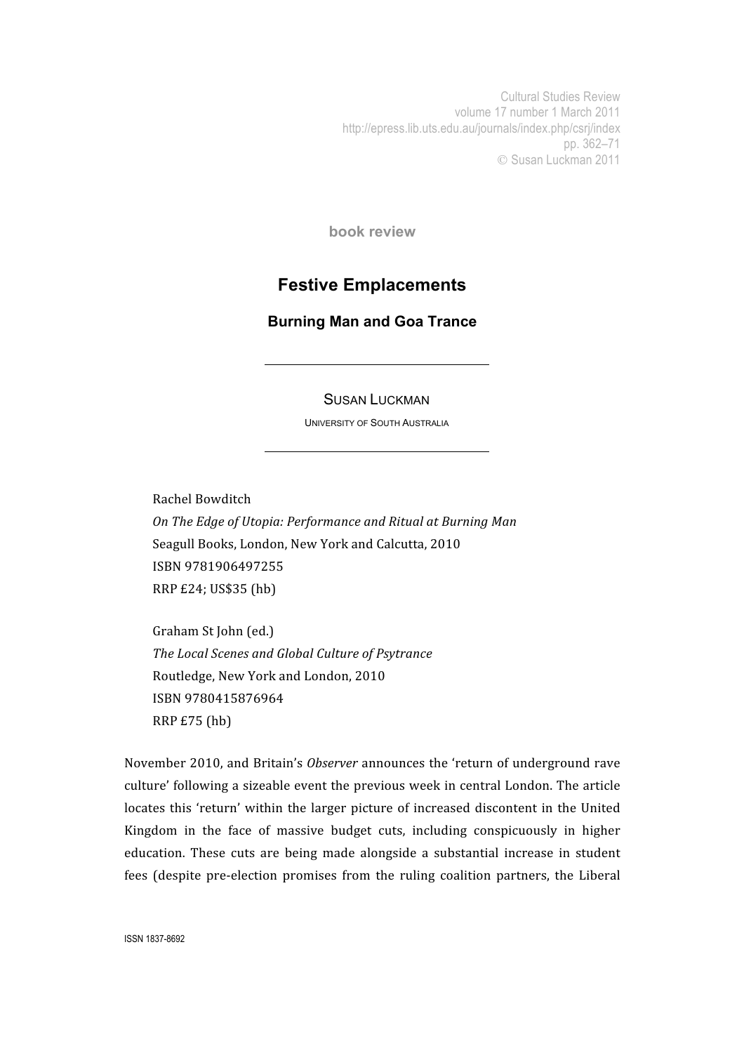book review

# Festive Emplacements

## Burning Man and Goa Trance

SUSAN LUCKMAN

UNIVERSITY OF SOUTH AUSTRALIA

Rachel Bowditch
*On The Edge of Utopia: Performance and Ritual at Burning Man*
Seagull Books, London, New York and Calcutta, 2010
ISBN 9781906497255
RRP £24; US$35 (hb)

Graham St John (ed.)
*The Local Scenes and Global Culture of Psytrance*
Routledge, New York and London, 2010
ISBN 9780415876964
RRP £75 (hb)

November 2010, and Britain's *Observer* announces the 'return of underground rave culture' following a sizeable event the previous week in central London. The article locates this 'return' within the larger picture of increased discontent in the United Kingdom in the face of massive budget cuts, including conspicuously in higher education. These cuts are being made alongside a substantial increase in student fees (despite pre-election promises from the ruling coalition partners, the Liberal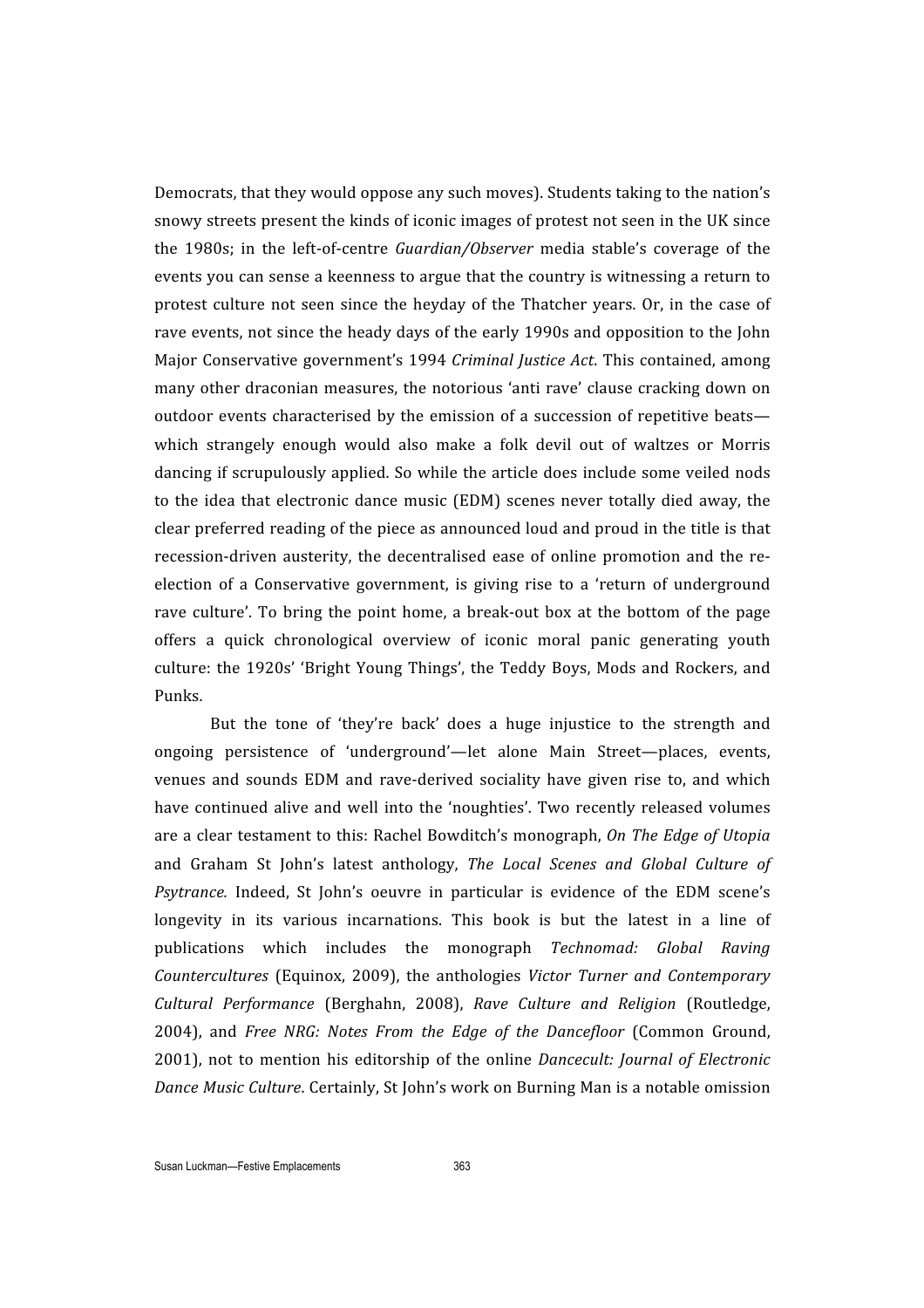Democrats, that they would oppose any such moves). Students taking to the nation's snowy streets present the kinds of iconic images of protest not seen in the UK since the 1980s; in the left-of-centre *Guardian/Observer* media stable's coverage of the events you can sense a keenness to argue that the country is witnessing a return to protest culture not seen since the heyday of the Thatcher years. Or, in the case of rave events, not since the heady days of the early 1990s and opposition to the John Major Conservative government's 1994 *Criminal Justice Act*. This contained, among many other draconian measures, the notorious 'anti rave' clause cracking down on outdoor events characterised by the emission of a succession of repetitive beats—which strangely enough would also make a folk devil out of waltzes or Morris dancing if scrupulously applied. So while the article does include some veiled nods to the idea that electronic dance music (EDM) scenes never totally died away, the clear preferred reading of the piece as announced loud and proud in the title is that recession-driven austerity, the decentralised ease of online promotion and the re-election of a Conservative government, is giving rise to a 'return of underground rave culture'. To bring the point home, a break-out box at the bottom of the page offers a quick chronological overview of iconic moral panic generating youth culture: the 1920s' 'Bright Young Things', the Teddy Boys, Mods and Rockers, and Punks.

But the tone of 'they're back' does a huge injustice to the strength and ongoing persistence of 'underground'—let alone Main Street—places, events, venues and sounds EDM and rave-derived sociality have given rise to, and which have continued alive and well into the 'noughties'. Two recently released volumes are a clear testament to this: Rachel Bowditch's monograph, *On The Edge of Utopia* and Graham St John's latest anthology, *The Local Scenes and Global Culture of Psytrance*. Indeed, St John's oeuvre in particular is evidence of the EDM scene's longevity in its various incarnations. This book is but the latest in a line of publications which includes the monograph *Technomad: Global Raving Countercultures* (Equinox, 2009), the anthologies *Victor Turner and Contemporary Cultural Performance* (Berghahn, 2008), *Rave Culture and Religion* (Routledge, 2004), and *Free NRG: Notes From the Edge of the Dancefloor* (Common Ground, 2001), not to mention his editorship of the online *Dancecult: Journal of Electronic Dance Music Culture*. Certainly, St John's work on Burning Man is a notable omission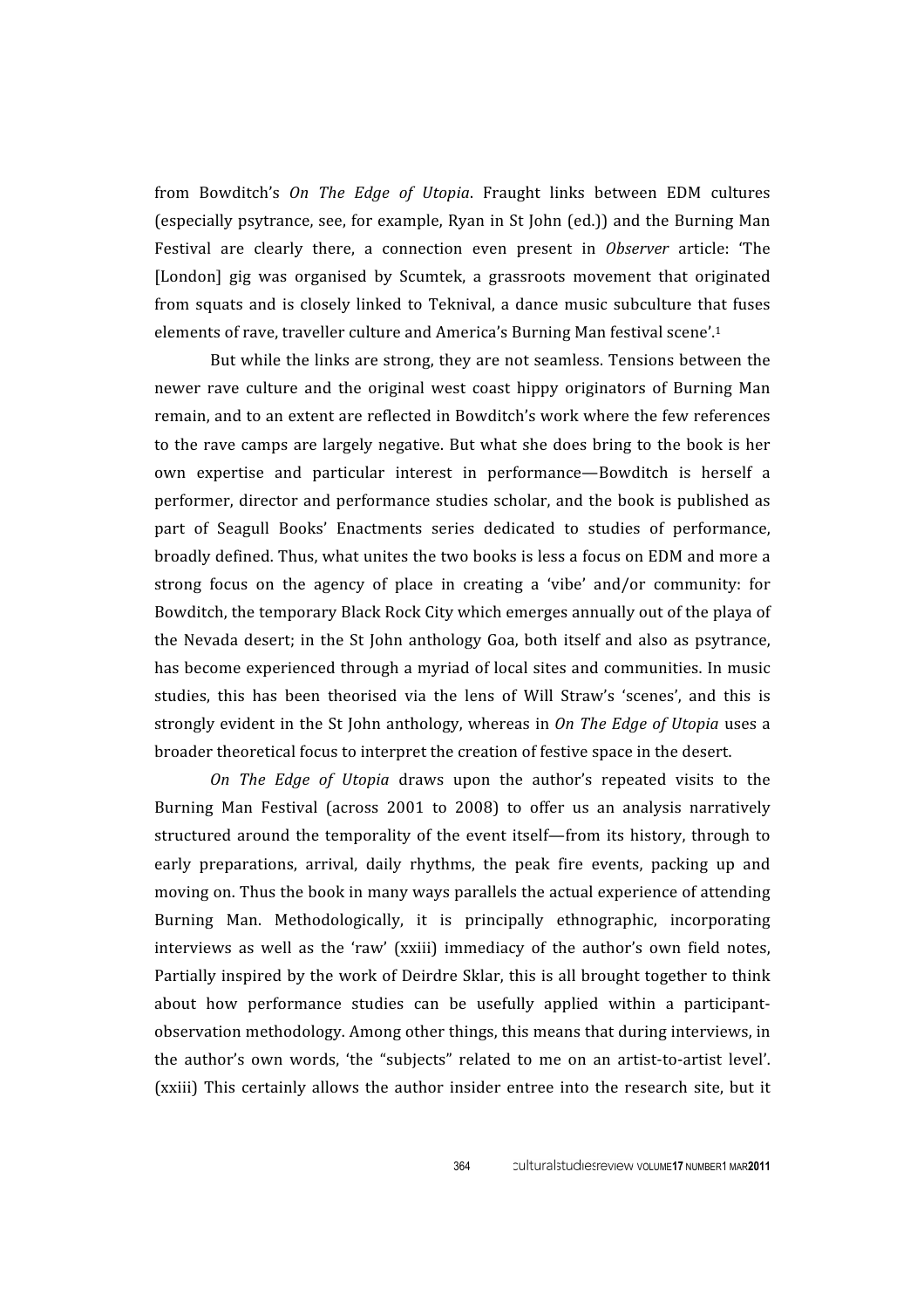from Bowditch's *On The Edge of Utopia*. Fraught links between EDM cultures (especially psytrance, see, for example, Ryan in St John (ed.)) and the Burning Man Festival are clearly there, a connection even present in *Observer* article: 'The [London] gig was organised by Scumtek, a grassroots movement that originated from squats and is closely linked to Teknival, a dance music subculture that fuses elements of rave, traveller culture and America's Burning Man festival scene'.[1]

But while the links are strong, they are not seamless. Tensions between the newer rave culture and the original west coast hippy originators of Burning Man remain, and to an extent are reflected in Bowditch's work where the few references to the rave camps are largely negative. But what she does bring to the book is her own expertise and particular interest in performance—Bowditch is herself a performer, director and performance studies scholar, and the book is published as part of Seagull Books' Enactments series dedicated to studies of performance, broadly defined. Thus, what unites the two books is less a focus on EDM and more a strong focus on the agency of place in creating a 'vibe' and/or community: for Bowditch, the temporary Black Rock City which emerges annually out of the playa of the Nevada desert; in the St John anthology Goa, both itself and also as psytrance, has become experienced through a myriad of local sites and communities. In music studies, this has been theorised via the lens of Will Straw's 'scenes', and this is strongly evident in the St John anthology, whereas in *On The Edge of Utopia* uses a broader theoretical focus to interpret the creation of festive space in the desert.

*On The Edge of Utopia* draws upon the author's repeated visits to the Burning Man Festival (across 2001 to 2008) to offer us an analysis narratively structured around the temporality of the event itself—from its history, through to early preparations, arrival, daily rhythms, the peak fire events, packing up and moving on. Thus the book in many ways parallels the actual experience of attending Burning Man. Methodologically, it is principally ethnographic, incorporating interviews as well as the 'raw' (xxiii) immediacy of the author's own field notes, Partially inspired by the work of Deirdre Sklar, this is all brought together to think about how performance studies can be usefully applied within a participant-observation methodology. Among other things, this means that during interviews, in the author's own words, 'the "subjects" related to me on an artist-to-artist level'. (xxiii) This certainly allows the author insider entree into the research site, but it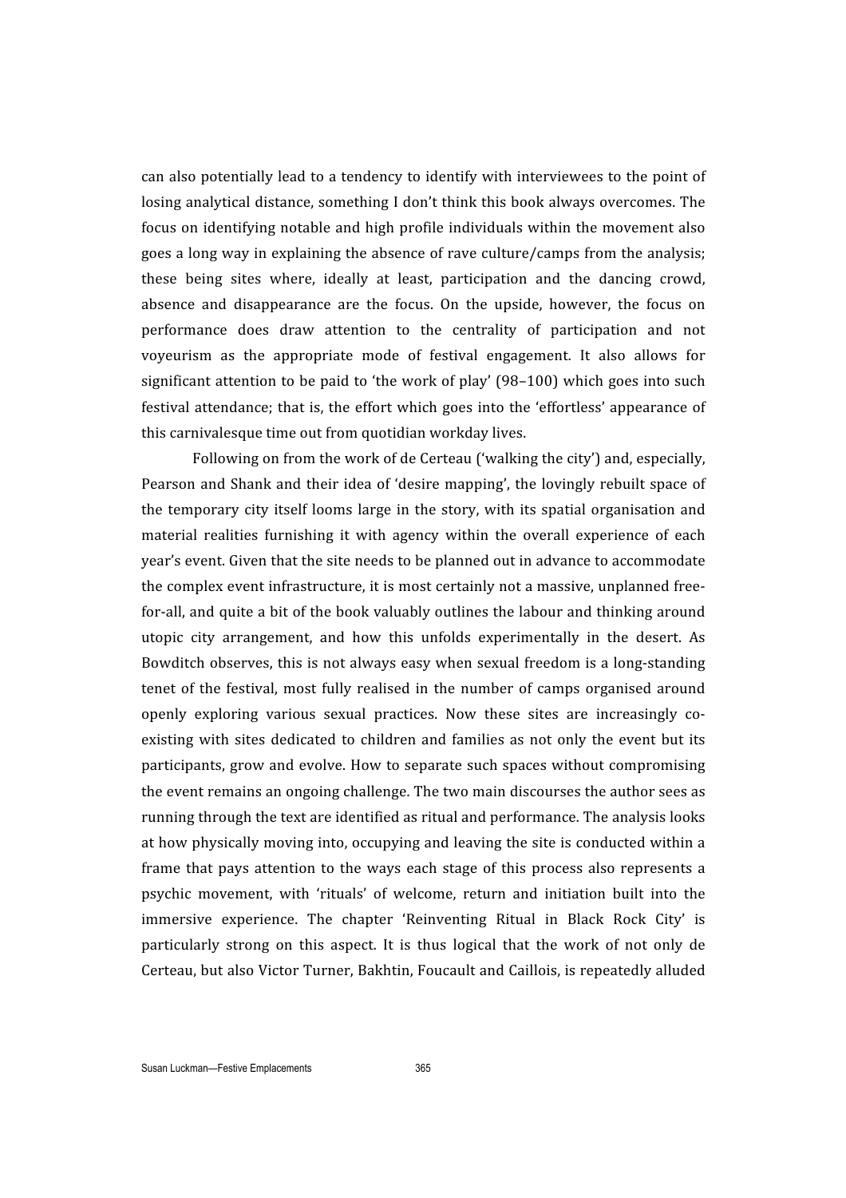can also potentially lead to a tendency to identify with interviewees to the point of losing analytical distance, something I don't think this book always overcomes. The focus on identifying notable and high profile individuals within the movement also goes a long way in explaining the absence of rave culture/camps from the analysis; these being sites where, ideally at least, participation and the dancing crowd, absence and disappearance are the focus. On the upside, however, the focus on performance does draw attention to the centrality of participation and not voyeurism as the appropriate mode of festival engagement. It also allows for significant attention to be paid to 'the work of play' (98–100) which goes into such festival attendance; that is, the effort which goes into the 'effortless' appearance of this carnivalesque time out from quotidian workday lives.

Following on from the work of de Certeau ('walking the city') and, especially, Pearson and Shank and their idea of 'desire mapping', the lovingly rebuilt space of the temporary city itself looms large in the story, with its spatial organisation and material realities furnishing it with agency within the overall experience of each year's event. Given that the site needs to be planned out in advance to accommodate the complex event infrastructure, it is most certainly not a massive, unplanned free-for-all, and quite a bit of the book valuably outlines the labour and thinking around utopic city arrangement, and how this unfolds experimentally in the desert. As Bowditch observes, this is not always easy when sexual freedom is a long-standing tenet of the festival, most fully realised in the number of camps organised around openly exploring various sexual practices. Now these sites are increasingly co-existing with sites dedicated to children and families as not only the event but its participants, grow and evolve. How to separate such spaces without compromising the event remains an ongoing challenge. The two main discourses the author sees as running through the text are identified as ritual and performance. The analysis looks at how physically moving into, occupying and leaving the site is conducted within a frame that pays attention to the ways each stage of this process also represents a psychic movement, with 'rituals' of welcome, return and initiation built into the immersive experience. The chapter 'Reinventing Ritual in Black Rock City' is particularly strong on this aspect. It is thus logical that the work of not only de Certeau, but also Victor Turner, Bakhtin, Foucault and Caillois, is repeatedly alluded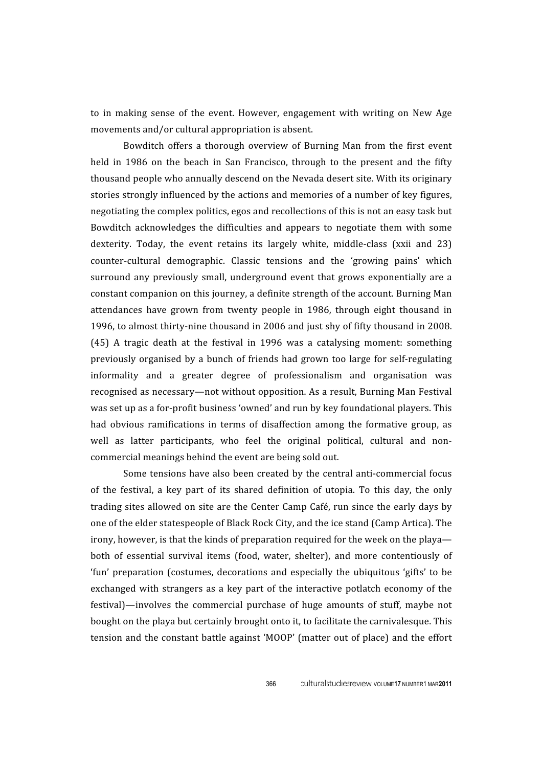to in making sense of the event. However, engagement with writing on New Age movements and/or cultural appropriation is absent.

Bowditch offers a thorough overview of Burning Man from the first event held in 1986 on the beach in San Francisco, through to the present and the fifty thousand people who annually descend on the Nevada desert site. With its originary stories strongly influenced by the actions and memories of a number of key figures, negotiating the complex politics, egos and recollections of this is not an easy task but Bowditch acknowledges the difficulties and appears to negotiate them with some dexterity. Today, the event retains its largely white, middle-class (xxii and 23) counter-cultural demographic. Classic tensions and the 'growing pains' which surround any previously small, underground event that grows exponentially are a constant companion on this journey, a definite strength of the account. Burning Man attendances have grown from twenty people in 1986, through eight thousand in 1996, to almost thirty-nine thousand in 2006 and just shy of fifty thousand in 2008. (45) A tragic death at the festival in 1996 was a catalysing moment: something previously organised by a bunch of friends had grown too large for self-regulating informality and a greater degree of professionalism and organisation was recognised as necessary—not without opposition. As a result, Burning Man Festival was set up as a for-profit business 'owned' and run by key foundational players. This had obvious ramifications in terms of disaffection among the formative group, as well as latter participants, who feel the original political, cultural and non-commercial meanings behind the event are being sold out.

Some tensions have also been created by the central anti-commercial focus of the festival, a key part of its shared definition of utopia. To this day, the only trading sites allowed on site are the Center Camp Café, run since the early days by one of the elder statespeople of Black Rock City, and the ice stand (Camp Artica). The irony, however, is that the kinds of preparation required for the week on the playa—both of essential survival items (food, water, shelter), and more contentiously of 'fun' preparation (costumes, decorations and especially the ubiquitous 'gifts' to be exchanged with strangers as a key part of the interactive potlatch economy of the festival)—involves the commercial purchase of huge amounts of stuff, maybe not bought on the playa but certainly brought onto it, to facilitate the carnivalesque. This tension and the constant battle against 'MOOP' (matter out of place) and the effort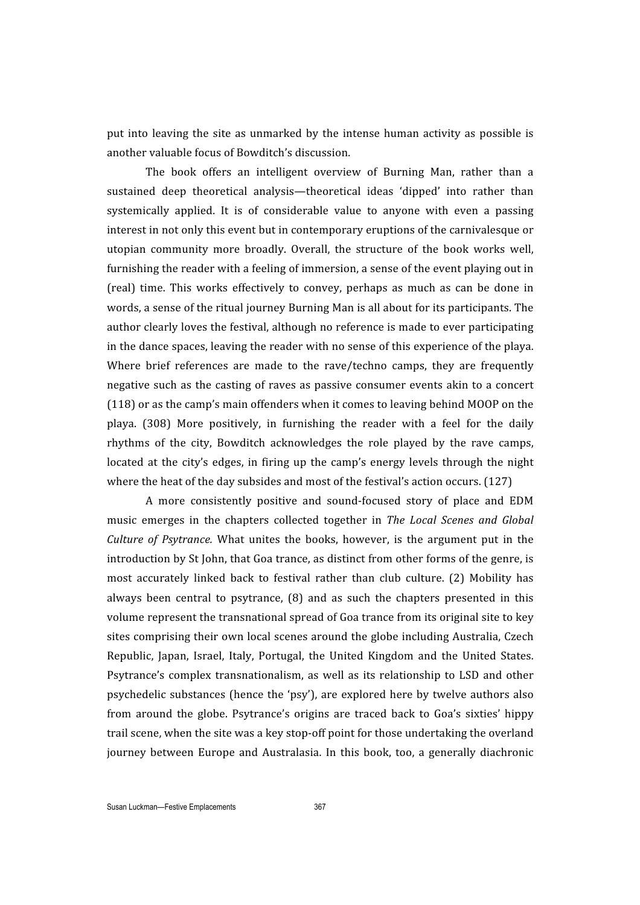put into leaving the site as unmarked by the intense human activity as possible is another valuable focus of Bowditch's discussion.

The book offers an intelligent overview of Burning Man, rather than a sustained deep theoretical analysis—theoretical ideas 'dipped' into rather than systemically applied. It is of considerable value to anyone with even a passing interest in not only this event but in contemporary eruptions of the carnivalesque or utopian community more broadly. Overall, the structure of the book works well, furnishing the reader with a feeling of immersion, a sense of the event playing out in (real) time. This works effectively to convey, perhaps as much as can be done in words, a sense of the ritual journey Burning Man is all about for its participants. The author clearly loves the festival, although no reference is made to ever participating in the dance spaces, leaving the reader with no sense of this experience of the playa. Where brief references are made to the rave/techno camps, they are frequently negative such as the casting of raves as passive consumer events akin to a concert (118) or as the camp's main offenders when it comes to leaving behind MOOP on the playa. (308) More positively, in furnishing the reader with a feel for the daily rhythms of the city, Bowditch acknowledges the role played by the rave camps, located at the city's edges, in firing up the camp's energy levels through the night where the heat of the day subsides and most of the festival's action occurs. (127)

A more consistently positive and sound-focused story of place and EDM music emerges in the chapters collected together in *The Local Scenes and Global Culture of Psytrance.* What unites the books, however, is the argument put in the introduction by St John, that Goa trance, as distinct from other forms of the genre, is most accurately linked back to festival rather than club culture. (2) Mobility has always been central to psytrance, (8) and as such the chapters presented in this volume represent the transnational spread of Goa trance from its original site to key sites comprising their own local scenes around the globe including Australia, Czech Republic, Japan, Israel, Italy, Portugal, the United Kingdom and the United States. Psytrance's complex transnationalism, as well as its relationship to LSD and other psychedelic substances (hence the 'psy'), are explored here by twelve authors also from around the globe. Psytrance's origins are traced back to Goa's sixties' hippy trail scene, when the site was a key stop-off point for those undertaking the overland journey between Europe and Australasia. In this book, too, a generally diachronic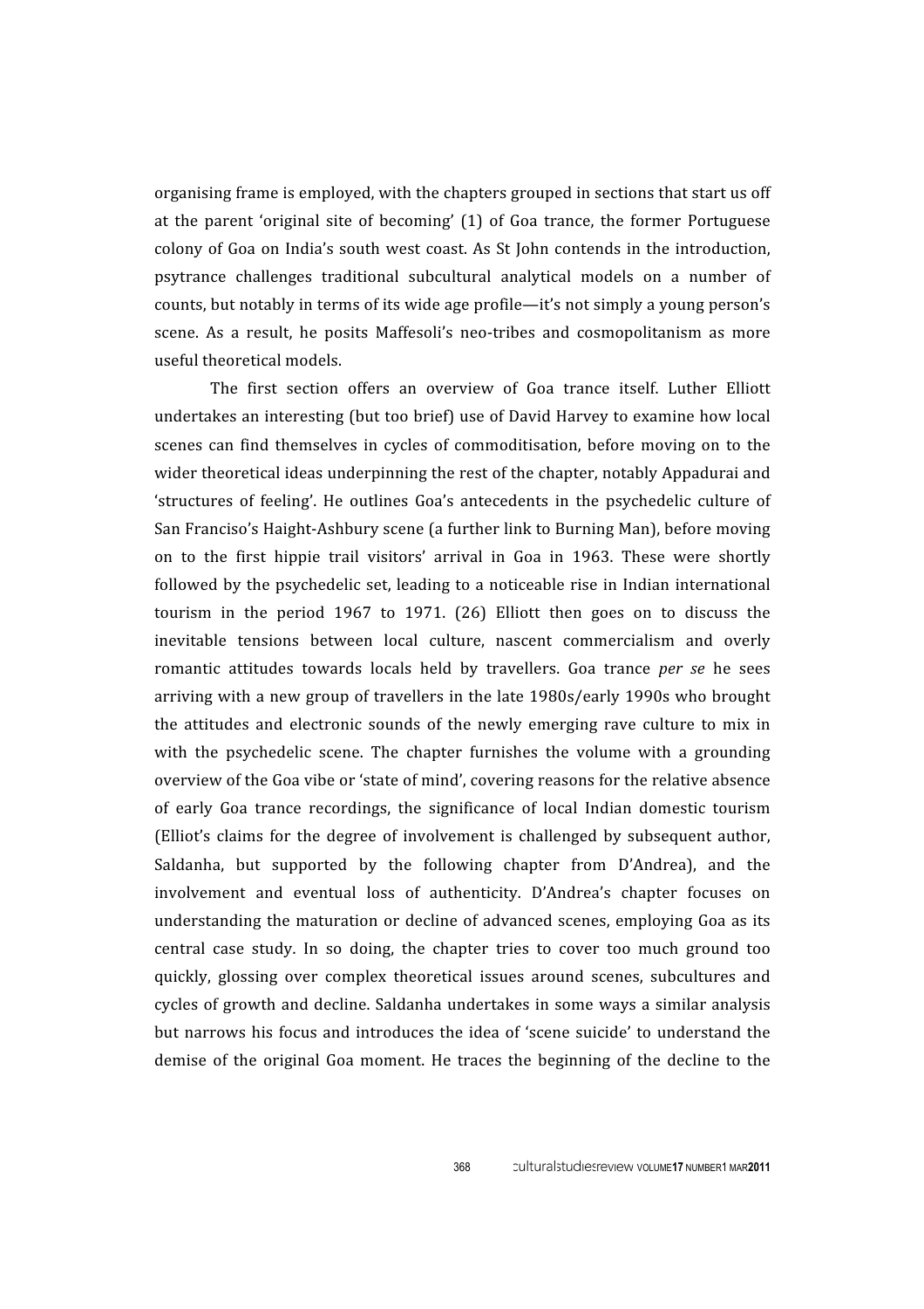organising frame is employed, with the chapters grouped in sections that start us off at the parent 'original site of becoming' (1) of Goa trance, the former Portuguese colony of Goa on India's south west coast. As St John contends in the introduction, psytrance challenges traditional subcultural analytical models on a number of counts, but notably in terms of its wide age profile—it's not simply a young person's scene. As a result, he posits Maffesoli's neo-tribes and cosmopolitanism as more useful theoretical models.

The first section offers an overview of Goa trance itself. Luther Elliott undertakes an interesting (but too brief) use of David Harvey to examine how local scenes can find themselves in cycles of commoditisation, before moving on to the wider theoretical ideas underpinning the rest of the chapter, notably Appadurai and 'structures of feeling'. He outlines Goa's antecedents in the psychedelic culture of San Franciso's Haight-Ashbury scene (a further link to Burning Man), before moving on to the first hippie trail visitors' arrival in Goa in 1963. These were shortly followed by the psychedelic set, leading to a noticeable rise in Indian international tourism in the period 1967 to 1971. (26) Elliott then goes on to discuss the inevitable tensions between local culture, nascent commercialism and overly romantic attitudes towards locals held by travellers. Goa trance *per se* he sees arriving with a new group of travellers in the late 1980s/early 1990s who brought the attitudes and electronic sounds of the newly emerging rave culture to mix in with the psychedelic scene. The chapter furnishes the volume with a grounding overview of the Goa vibe or 'state of mind', covering reasons for the relative absence of early Goa trance recordings, the significance of local Indian domestic tourism (Elliot's claims for the degree of involvement is challenged by subsequent author, Saldanha, but supported by the following chapter from D'Andrea), and the involvement and eventual loss of authenticity. D'Andrea's chapter focuses on understanding the maturation or decline of advanced scenes, employing Goa as its central case study. In so doing, the chapter tries to cover too much ground too quickly, glossing over complex theoretical issues around scenes, subcultures and cycles of growth and decline. Saldanha undertakes in some ways a similar analysis but narrows his focus and introduces the idea of 'scene suicide' to understand the demise of the original Goa moment. He traces the beginning of the decline to the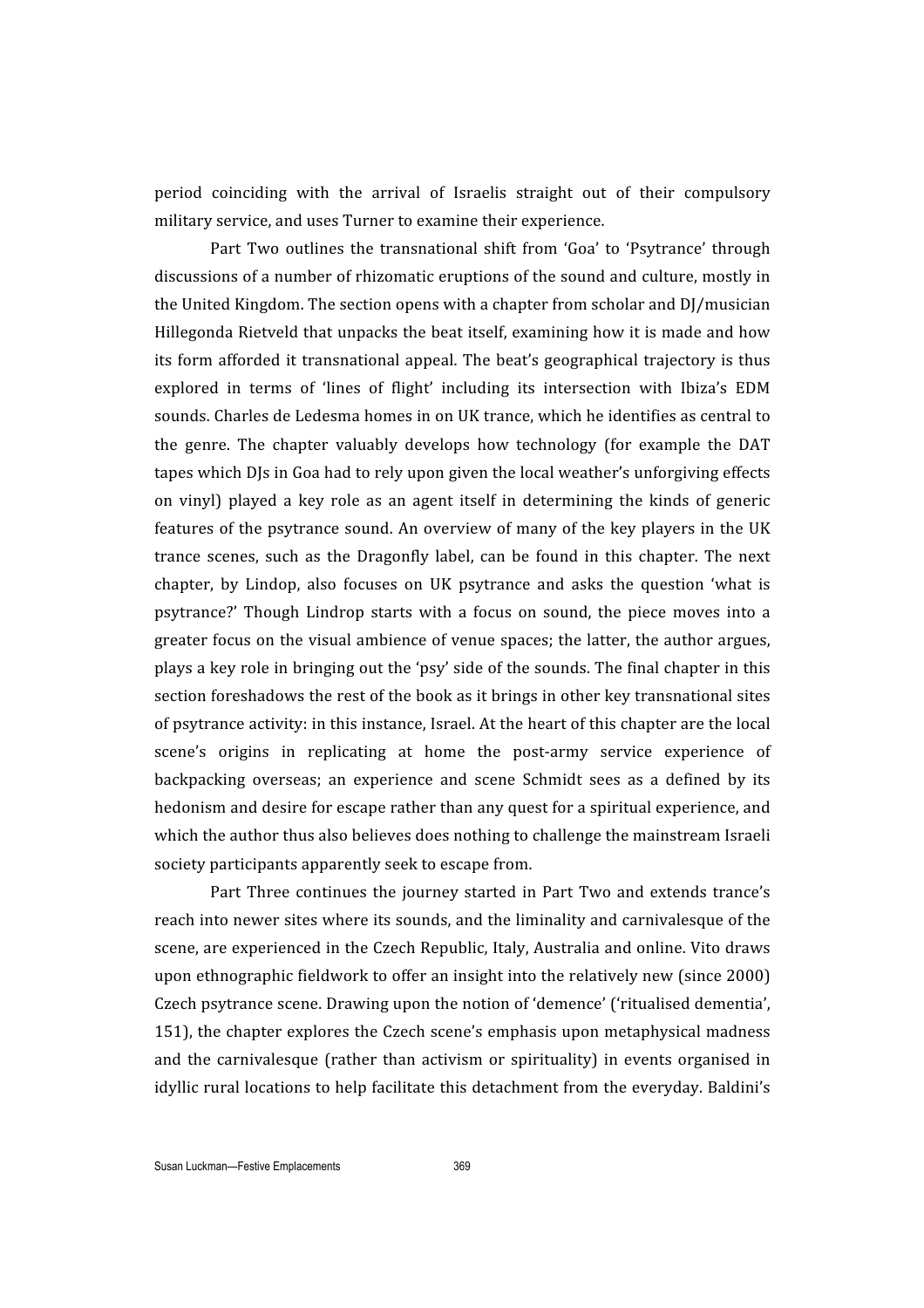period coinciding with the arrival of Israelis straight out of their compulsory military service, and uses Turner to examine their experience.

Part Two outlines the transnational shift from 'Goa' to 'Psytrance' through discussions of a number of rhizomatic eruptions of the sound and culture, mostly in the United Kingdom. The section opens with a chapter from scholar and DJ/musician Hillegonda Rietveld that unpacks the beat itself, examining how it is made and how its form afforded it transnational appeal. The beat's geographical trajectory is thus explored in terms of 'lines of flight' including its intersection with Ibiza's EDM sounds. Charles de Ledesma homes in on UK trance, which he identifies as central to the genre. The chapter valuably develops how technology (for example the DAT tapes which DJs in Goa had to rely upon given the local weather's unforgiving effects on vinyl) played a key role as an agent itself in determining the kinds of generic features of the psytrance sound. An overview of many of the key players in the UK trance scenes, such as the Dragonfly label, can be found in this chapter. The next chapter, by Lindop, also focuses on UK psytrance and asks the question 'what is psytrance?' Though Lindrop starts with a focus on sound, the piece moves into a greater focus on the visual ambience of venue spaces; the latter, the author argues, plays a key role in bringing out the 'psy' side of the sounds. The final chapter in this section foreshadows the rest of the book as it brings in other key transnational sites of psytrance activity: in this instance, Israel. At the heart of this chapter are the local scene's origins in replicating at home the post-army service experience of backpacking overseas; an experience and scene Schmidt sees as a defined by its hedonism and desire for escape rather than any quest for a spiritual experience, and which the author thus also believes does nothing to challenge the mainstream Israeli society participants apparently seek to escape from.

Part Three continues the journey started in Part Two and extends trance's reach into newer sites where its sounds, and the liminality and carnivalesque of the scene, are experienced in the Czech Republic, Italy, Australia and online. Vito draws upon ethnographic fieldwork to offer an insight into the relatively new (since 2000) Czech psytrance scene. Drawing upon the notion of 'demence' ('ritualised dementia', 151), the chapter explores the Czech scene's emphasis upon metaphysical madness and the carnivalesque (rather than activism or spirituality) in events organised in idyllic rural locations to help facilitate this detachment from the everyday. Baldini's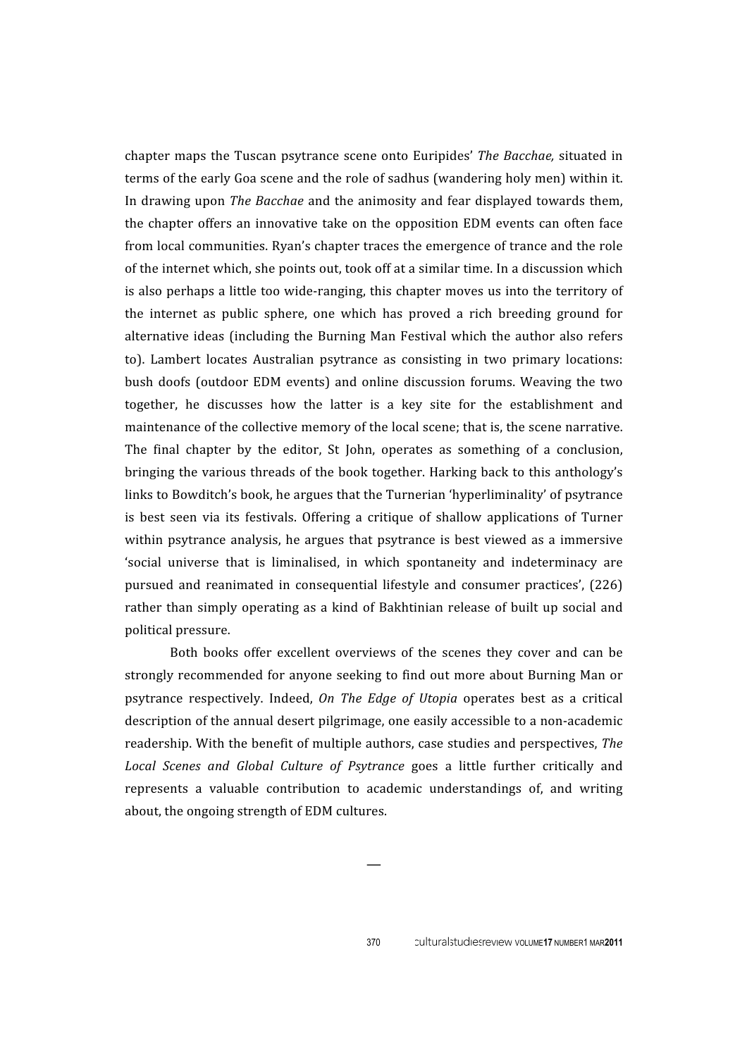chapter maps the Tuscan psytrance scene onto Euripides' *The Bacchae,* situated in terms of the early Goa scene and the role of sadhus (wandering holy men) within it. In drawing upon *The Bacchae* and the animosity and fear displayed towards them, the chapter offers an innovative take on the opposition EDM events can often face from local communities. Ryan's chapter traces the emergence of trance and the role of the internet which, she points out, took off at a similar time. In a discussion which is also perhaps a little too wide-ranging, this chapter moves us into the territory of the internet as public sphere, one which has proved a rich breeding ground for alternative ideas (including the Burning Man Festival which the author also refers to). Lambert locates Australian psytrance as consisting in two primary locations: bush doofs (outdoor EDM events) and online discussion forums. Weaving the two together, he discusses how the latter is a key site for the establishment and maintenance of the collective memory of the local scene; that is, the scene narrative. The final chapter by the editor, St John, operates as something of a conclusion, bringing the various threads of the book together. Harking back to this anthology's links to Bowditch's book, he argues that the Turnerian 'hyperliminality' of psytrance is best seen via its festivals. Offering a critique of shallow applications of Turner within psytrance analysis, he argues that psytrance is best viewed as a immersive 'social universe that is liminalised, in which spontaneity and indeterminacy are pursued and reanimated in consequential lifestyle and consumer practices', (226) rather than simply operating as a kind of Bakhtinian release of built up social and political pressure.

Both books offer excellent overviews of the scenes they cover and can be strongly recommended for anyone seeking to find out more about Burning Man or psytrance respectively. Indeed, *On The Edge of Utopia* operates best as a critical description of the annual desert pilgrimage, one easily accessible to a non-academic readership. With the benefit of multiple authors, case studies and perspectives, *The Local Scenes and Global Culture of Psytrance* goes a little further critically and represents a valuable contribution to academic understandings of, and writing about, the ongoing strength of EDM cultures.

—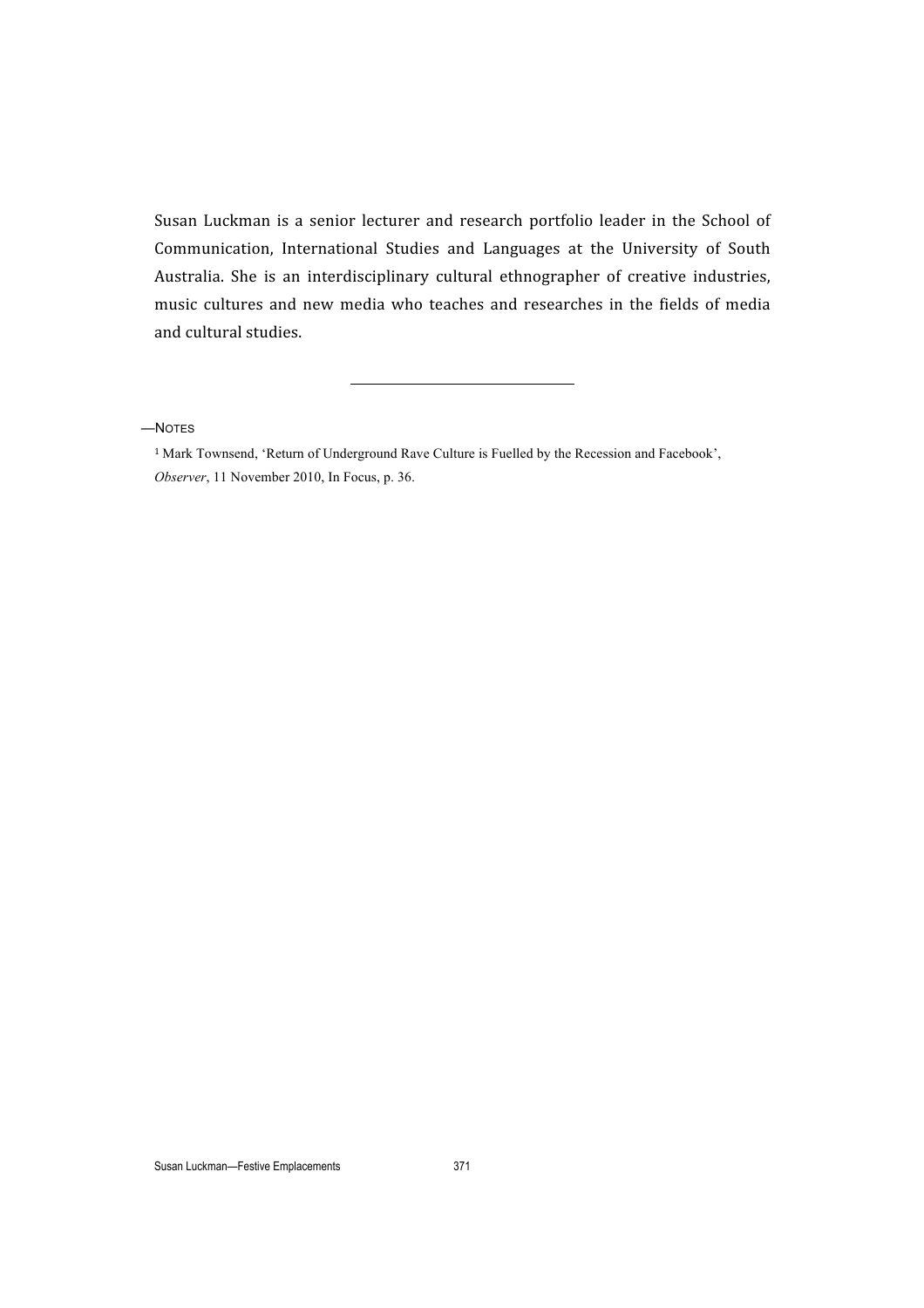Susan Luckman is a senior lecturer and research portfolio leader in the School of Communication, International Studies and Languages at the University of South Australia. She is an interdisciplinary cultural ethnographer of creative industries, music cultures and new media who teaches and researches in the fields of media and cultural studies.

---

—NOTES

[1] Mark Townsend, 'Return of Underground Rave Culture is Fuelled by the Recession and Facebook', *Observer*, 11 November 2010, In Focus, p. 36.